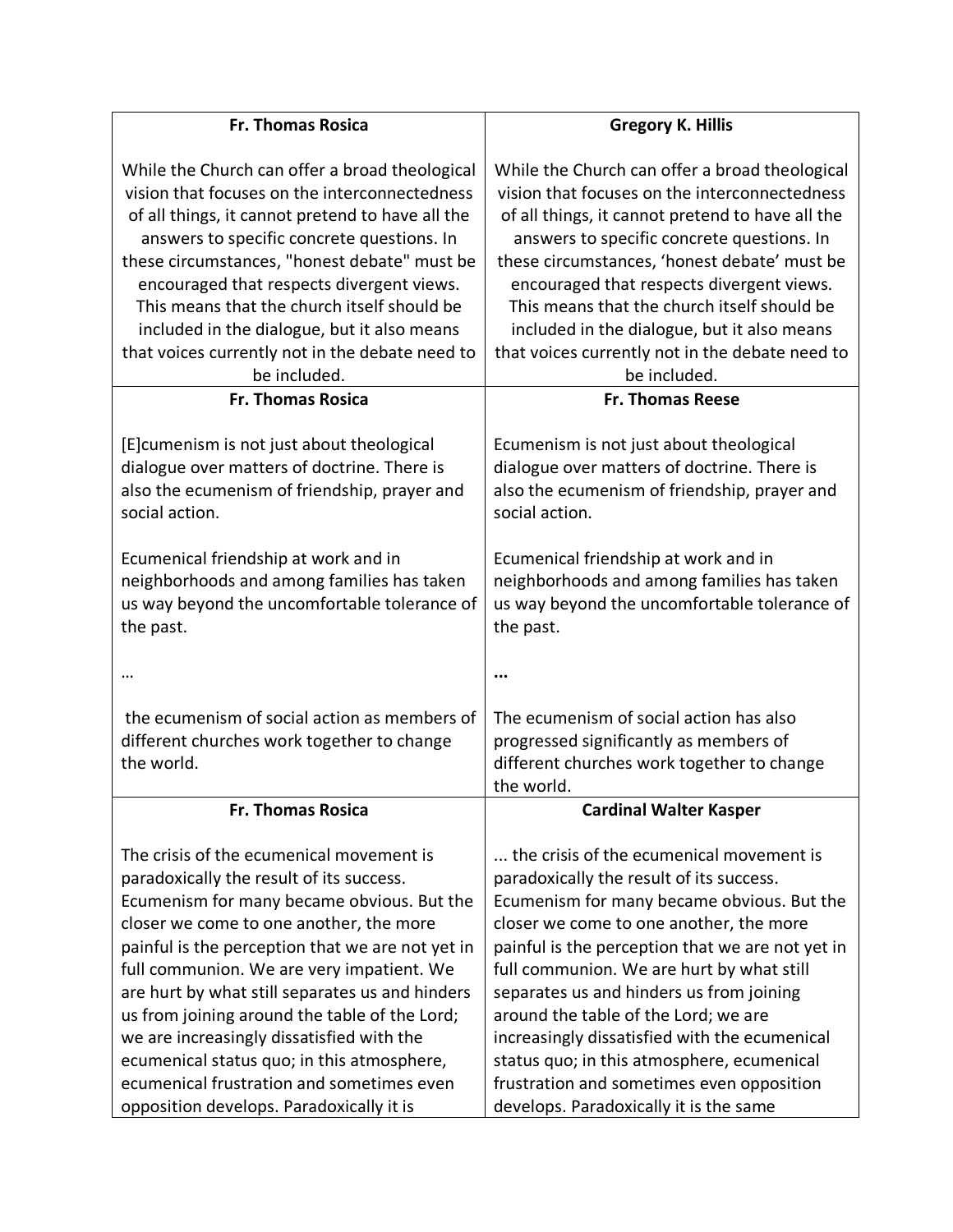| Fr. Thomas Rosica | Gregory K. Hillis |
|---|---|
| While the Church can offer a broad theological vision that focuses on the interconnectedness of all things, it cannot pretend to have all the answers to specific concrete questions. In these circumstances, "honest debate" must be encouraged that respects divergent views. This means that the church itself should be included in the dialogue, but it also means that voices currently not in the debate need to be included. | While the Church can offer a broad theological vision that focuses on the interconnectedness of all things, it cannot pretend to have all the answers to specific concrete questions. In these circumstances, 'honest debate' must be encouraged that respects divergent views. This means that the church itself should be included in the dialogue, but it also means that voices currently not in the debate need to be included. |
| **Fr. Thomas Rosica** | **Fr. Thomas Reese** |
| [E]cumenism is not just about theological dialogue over matters of doctrine. There is also the ecumenism of friendship, prayer and social action.<br><br>Ecumenical friendship at work and in neighborhoods and among families has taken us way beyond the uncomfortable tolerance of the past.<br><br>…<br><br>the ecumenism of social action as members of different churches work together to change the world. | Ecumenism is not just about theological dialogue over matters of doctrine. There is also the ecumenism of friendship, prayer and social action.<br><br>Ecumenical friendship at work and in neighborhoods and among families has taken us way beyond the uncomfortable tolerance of the past.<br><br>**…**<br><br>The ecumenism of social action has also progressed significantly as members of different churches work together to change the world. |
| **Fr. Thomas Rosica** | **Cardinal Walter Kasper** |
| The crisis of the ecumenical movement is paradoxically the result of its success. Ecumenism for many became obvious. But the closer we come to one another, the more painful is the perception that we are not yet in full communion. We are very impatient. We are hurt by what still separates us and hinders us from joining around the table of the Lord; we are increasingly dissatisfied with the ecumenical status quo; in this atmosphere, ecumenical frustration and sometimes even opposition develops. Paradoxically it is | ... the crisis of the ecumenical movement is paradoxically the result of its success. Ecumenism for many became obvious. But the closer we come to one another, the more painful is the perception that we are not yet in full communion. We are hurt by what still separates us and hinders us from joining around the table of the Lord; we are increasingly dissatisfied with the ecumenical status quo; in this atmosphere, ecumenical frustration and sometimes even opposition develops. Paradoxically it is the same |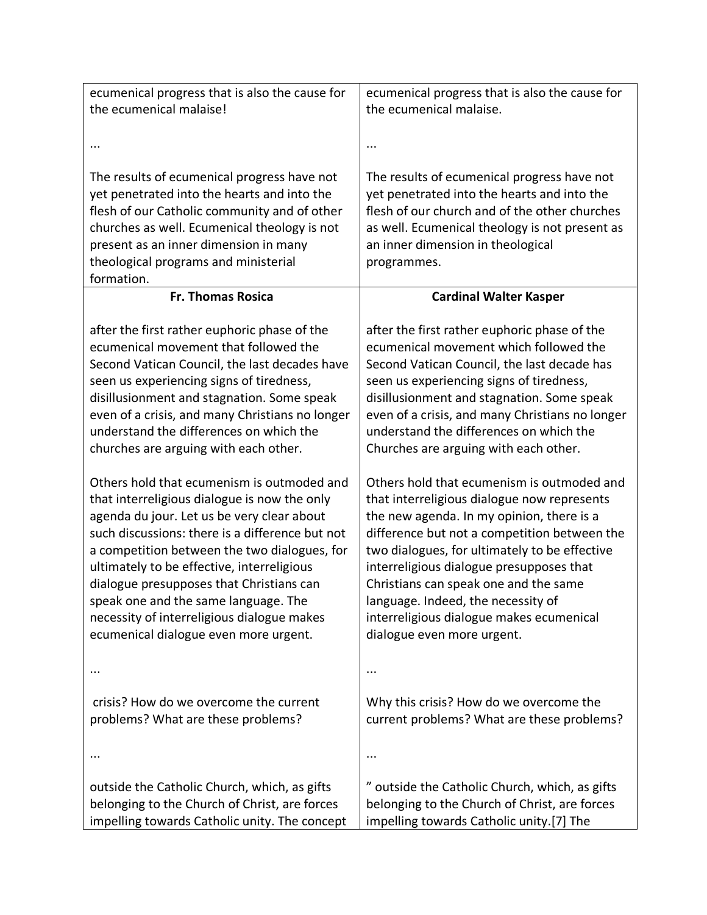| ecumenical progress that is also the cause for the ecumenical malaise!<br><br>...<br><br>The results of ecumenical progress have not yet penetrated into the hearts and into the flesh of our Catholic community and of other churches as well. Ecumenical theology is not present as an inner dimension in many theological programs and ministerial formation. | ecumenical progress that is also the cause for the ecumenical malaise.<br><br>...<br><br>The results of ecumenical progress have not yet penetrated into the hearts and into the flesh of our church and of the other churches as well. Ecumenical theology is not present as an inner dimension in theological programmes. |
|---|---|
| **Fr. Thomas Rosica** | **Cardinal Walter Kasper** |
| after the first rather euphoric phase of the ecumenical movement that followed the Second Vatican Council, the last decades have seen us experiencing signs of tiredness, disillusionment and stagnation. Some speak even of a crisis, and many Christians no longer understand the differences on which the churches are arguing with each other.<br><br>Others hold that ecumenism is outmoded and that interreligious dialogue is now the only agenda du jour. Let us be very clear about such discussions: there is a difference but not a competition between the two dialogues, for ultimately to be effective, interreligious dialogue presupposes that Christians can speak one and the same language. The necessity of interreligious dialogue makes ecumenical dialogue even more urgent.<br><br>...<br><br>crisis? How do we overcome the current problems? What are these problems?<br><br>...<br><br>outside the Catholic Church, which, as gifts belonging to the Church of Christ, are forces impelling towards Catholic unity. The concept | after the first rather euphoric phase of the ecumenical movement which followed the Second Vatican Council, the last decade has seen us experiencing signs of tiredness, disillusionment and stagnation. Some speak even of a crisis, and many Christians no longer understand the differences on which the Churches are arguing with each other.<br><br>Others hold that ecumenism is outmoded and that interreligious dialogue now represents the new agenda. In my opinion, there is a difference but not a competition between the two dialogues, for ultimately to be effective interreligious dialogue presupposes that Christians can speak one and the same language. Indeed, the necessity of interreligious dialogue makes ecumenical dialogue even more urgent.<br><br>...<br><br>Why this crisis? How do we overcome the current problems? What are these problems?<br><br>...<br><br>" outside the Catholic Church, which, as gifts belonging to the Church of Christ, are forces impelling towards Catholic unity.[7] The |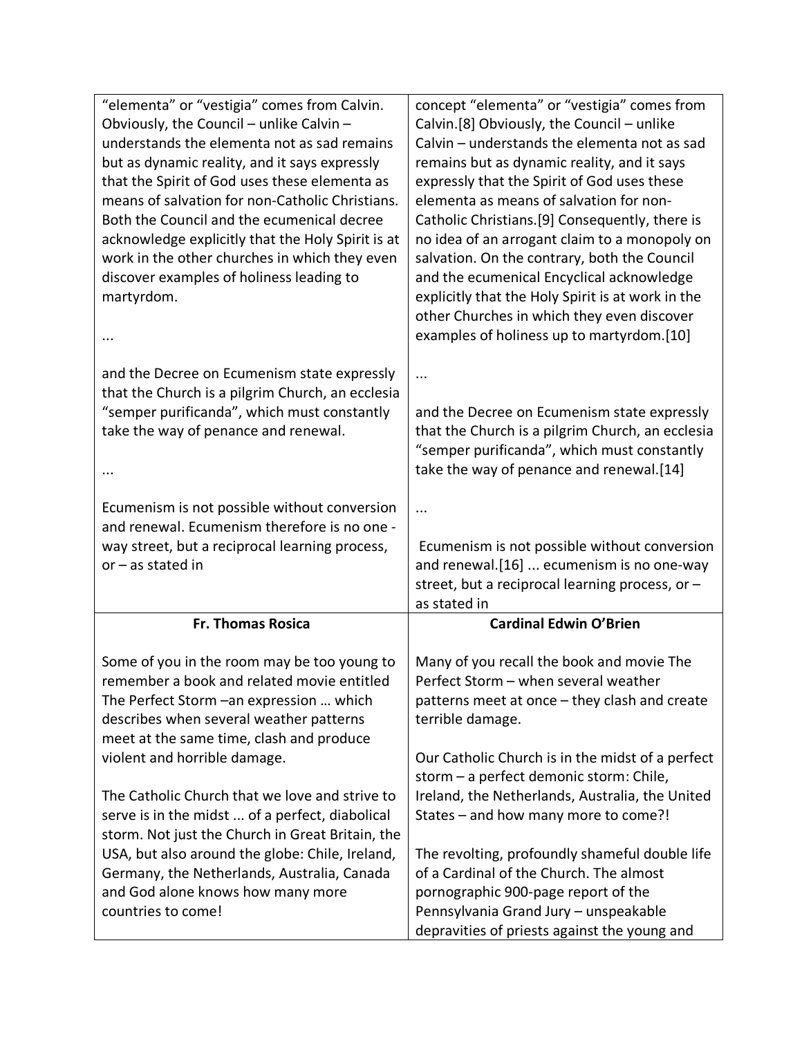| "elementa" or "vestigia" comes from Calvin. Obviously, the Council – unlike Calvin – understands the elementa not as sad remains but as dynamic reality, and it says expressly that the Spirit of God uses these elementa as means of salvation for non-Catholic Christians. Both the Council and the ecumenical decree acknowledge explicitly that the Holy Spirit is at work in the other churches in which they even discover examples of holiness leading to martyrdom.<br><br>...<br><br>and the Decree on Ecumenism state expressly that the Church is a pilgrim Church, an ecclesia "semper purificanda", which must constantly take the way of penance and renewal.<br><br>...<br><br>Ecumenism is not possible without conversion and renewal. Ecumenism therefore is no one - way street, but a reciprocal learning process, or – as stated in | concept "elementa" or "vestigia" comes from Calvin.[8] Obviously, the Council – unlike Calvin – understands the elementa not as sad remains but as dynamic reality, and it says expressly that the Spirit of God uses these elementa as means of salvation for non-Catholic Christians.[9] Consequently, there is no idea of an arrogant claim to a monopoly on salvation. On the contrary, both the Council and the ecumenical Encyclical acknowledge explicitly that the Holy Spirit is at work in the other Churches in which they even discover examples of holiness up to martyrdom.[10]<br><br>...<br><br>and the Decree on Ecumenism state expressly that the Church is a pilgrim Church, an ecclesia "semper purificanda", which must constantly take the way of penance and renewal.[14]<br><br>...<br><br>Ecumenism is not possible without conversion and renewal.[16] ... ecumenism is no one-way street, but a reciprocal learning process, or – as stated in |
| --- | --- |
| **Fr. Thomas Rosica** | **Cardinal Edwin O'Brien** |
| Some of you in the room may be too young to remember a book and related movie entitled The Perfect Storm –an expression … which describes when several weather patterns meet at the same time, clash and produce violent and horrible damage.<br><br>The Catholic Church that we love and strive to serve is in the midst ... of a perfect, diabolical storm. Not just the Church in Great Britain, the USA, but also around the globe: Chile, Ireland, Germany, the Netherlands, Australia, Canada and God alone knows how many more countries to come! | Many of you recall the book and movie The Perfect Storm – when several weather patterns meet at once – they clash and create terrible damage.<br><br>Our Catholic Church is in the midst of a perfect storm – a perfect demonic storm: Chile, Ireland, the Netherlands, Australia, the United States – and how many more to come?!<br><br>The revolting, profoundly shameful double life of a Cardinal of the Church. The almost pornographic 900-page report of the Pennsylvania Grand Jury – unspeakable depravities of priests against the young and |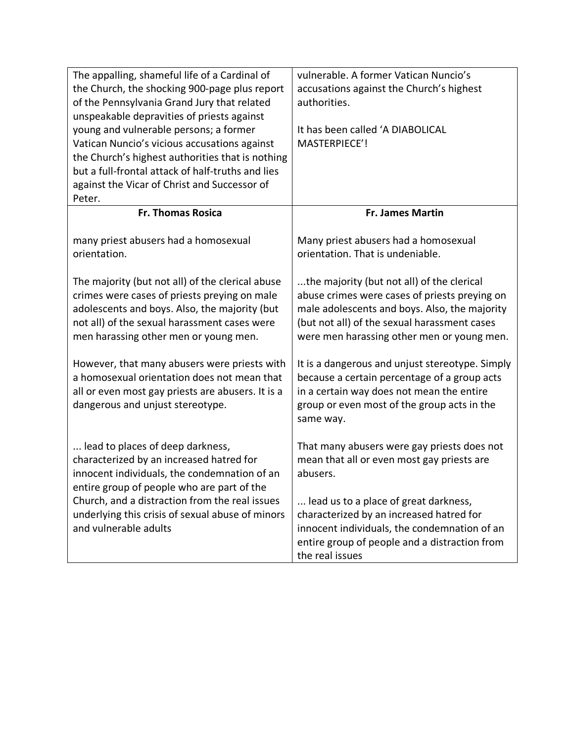| | |
|---|---|
| The appalling, shameful life of a Cardinal of the Church, the shocking 900-page plus report of the Pennsylvania Grand Jury that related unspeakable depravities of priests against young and vulnerable persons; a former Vatican Nuncio's vicious accusations against the Church's highest authorities that is nothing but a full-frontal attack of half-truths and lies against the Vicar of Christ and Successor of Peter. | vulnerable. A former Vatican Nuncio's accusations against the Church's highest authorities.<br><br>It has been called 'A DIABOLICAL MASTERPIECE'! |
| **Fr. Thomas Rosica** | **Fr. James Martin** |
| many priest abusers had a homosexual orientation.<br><br>The majority (but not all) of the clerical abuse crimes were cases of priests preying on male adolescents and boys. Also, the majority (but not all) of the sexual harassment cases were men harassing other men or young men.<br><br>However, that many abusers were priests with a homosexual orientation does not mean that all or even most gay priests are abusers. It is a dangerous and unjust stereotype.<br><br>... lead to places of deep darkness, characterized by an increased hatred for innocent individuals, the condemnation of an entire group of people who are part of the Church, and a distraction from the real issues underlying this crisis of sexual abuse of minors and vulnerable adults | Many priest abusers had a homosexual orientation. That is undeniable.<br><br>...the majority (but not all) of the clerical abuse crimes were cases of priests preying on male adolescents and boys. Also, the majority (but not all) of the sexual harassment cases were men harassing other men or young men.<br><br>It is a dangerous and unjust stereotype. Simply because a certain percentage of a group acts in a certain way does not mean the entire group or even most of the group acts in the same way.<br><br>That many abusers were gay priests does not mean that all or even most gay priests are abusers.<br><br>... lead us to a place of great darkness, characterized by an increased hatred for innocent individuals, the condemnation of an entire group of people and a distraction from the real issues |